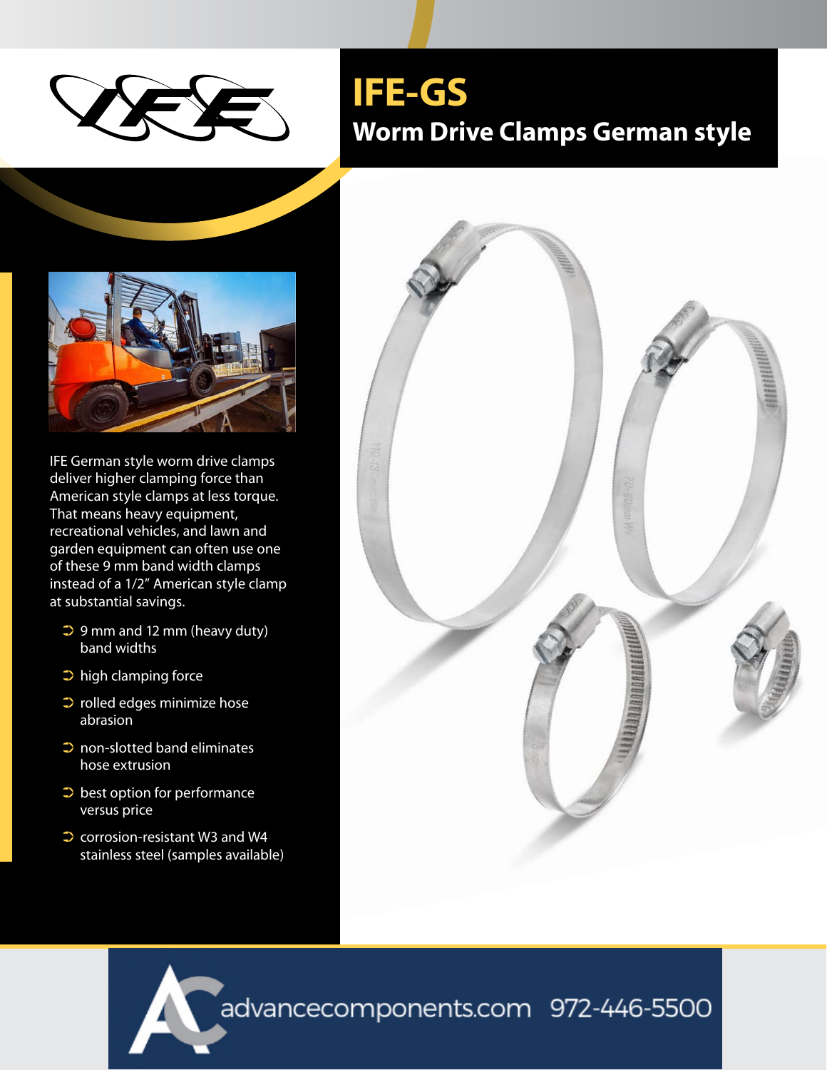# IFE-GS

## Worm Drive Clamps German style

IFE German style worm drive clamps deliver higher clamping force than American style clamps at less torque. That means heavy equipment, recreational vehicles, and lawn and garden equipment can often use one of these 9 mm band width clamps instead of a 1/2″ American style clamp at substantial savings.

- 9 mm and 12 mm (heavy duty) band widths
- high clamping force
- rolled edges minimize hose abrasion
- non-slotted band eliminates hose extrusion
- best option for performance versus price
- corrosion-resistant W3 and W4 stainless steel (samples available)

advancecomponents.com 972-446-5500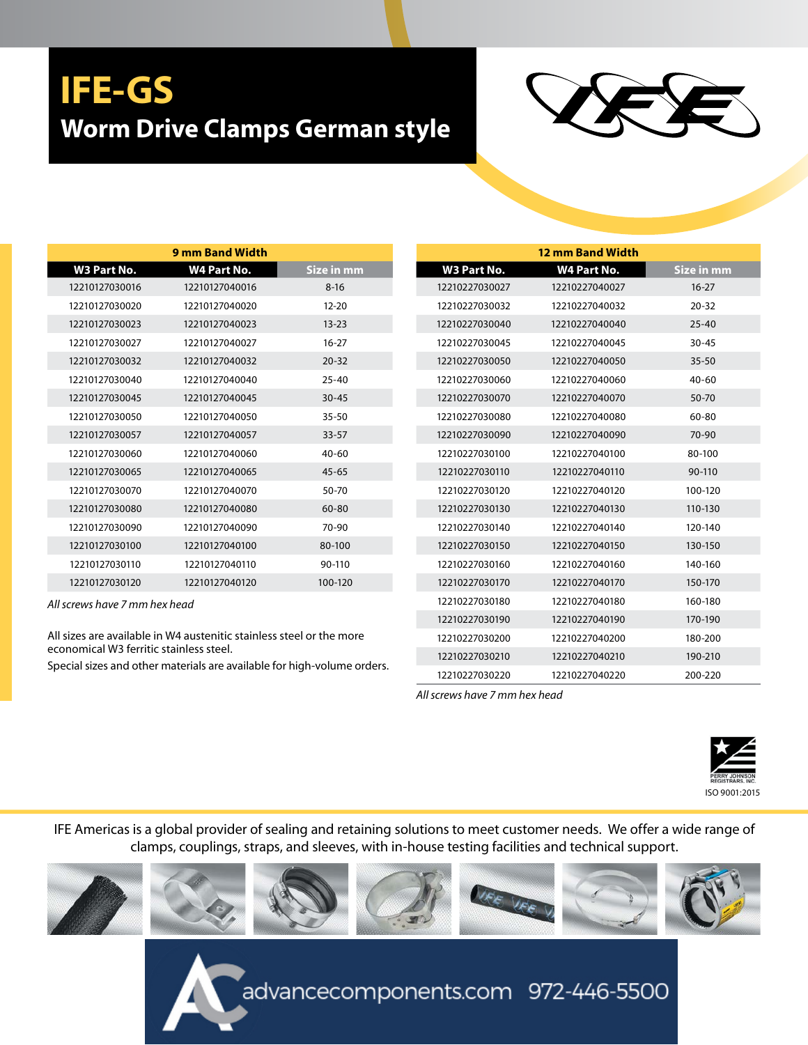# IFE-GS

## Worm Drive Clamps German style

| 9 mm Band Width | | |
|---|---|---|
| **W3 Part No.** | **W4 Part No.** | **Size in mm** |
| 12210127030016 | 12210127040016 | 8-16 |
| 12210127030020 | 12210127040020 | 12-20 |
| 12210127030023 | 12210127040023 | 13-23 |
| 12210127030027 | 12210127040027 | 16-27 |
| 12210127030032 | 12210127040032 | 20-32 |
| 12210127030040 | 12210127040040 | 25-40 |
| 12210127030045 | 12210127040045 | 30-45 |
| 12210127030050 | 12210127040050 | 35-50 |
| 12210127030057 | 12210127040057 | 33-57 |
| 12210127030060 | 12210127040060 | 40-60 |
| 12210127030065 | 12210127040065 | 45-65 |
| 12210127030070 | 12210127040070 | 50-70 |
| 12210127030080 | 12210127040080 | 60-80 |
| 12210127030090 | 12210127040090 | 70-90 |
| 12210127030100 | 12210127040100 | 80-100 |
| 12210127030110 | 12210127040110 | 90-110 |
| 12210127030120 | 12210127040120 | 100-120 |

*All screws have 7 mm hex head*

All sizes are available in W4 austenitic stainless steel or the more economical W3 ferritic stainless steel.

Special sizes and other materials are available for high-volume orders.

| 12 mm Band Width | | |
|---|---|---|
| **W3 Part No.** | **W4 Part No.** | **Size in mm** |
| 12210227030027 | 12210227040027 | 16-27 |
| 12210227030032 | 12210227040032 | 20-32 |
| 12210227030040 | 12210227040040 | 25-40 |
| 12210227030045 | 12210227040045 | 30-45 |
| 12210227030050 | 12210227040050 | 35-50 |
| 12210227030060 | 12210227040060 | 40-60 |
| 12210227030070 | 12210227040070 | 50-70 |
| 12210227030080 | 12210227040080 | 60-80 |
| 12210227030090 | 12210227040090 | 70-90 |
| 12210227030100 | 12210227040100 | 80-100 |
| 12210227030110 | 12210227040110 | 90-110 |
| 12210227030120 | 12210227040120 | 100-120 |
| 12210227030130 | 12210227040130 | 110-130 |
| 12210227030140 | 12210227040140 | 120-140 |
| 12210227030150 | 12210227040150 | 130-150 |
| 12210227030160 | 12210227040160 | 140-160 |
| 12210227030170 | 12210227040170 | 150-170 |
| 12210227030180 | 12210227040180 | 160-180 |
| 12210227030190 | 12210227040190 | 170-190 |
| 12210227030200 | 12210227040200 | 180-200 |
| 12210227030210 | 12210227040210 | 190-210 |
| 12210227030220 | 12210227040220 | 200-220 |

*All screws have 7 mm hex head*

PERRY JOHNSON REGISTRARS, INC.
ISO 9001:2015

IFE Americas is a global provider of sealing and retaining solutions to meet customer needs. We offer a wide range of clamps, couplings, straps, and sleeves, with in-house testing facilities and technical support.

advancecomponents.com 972-446-5500